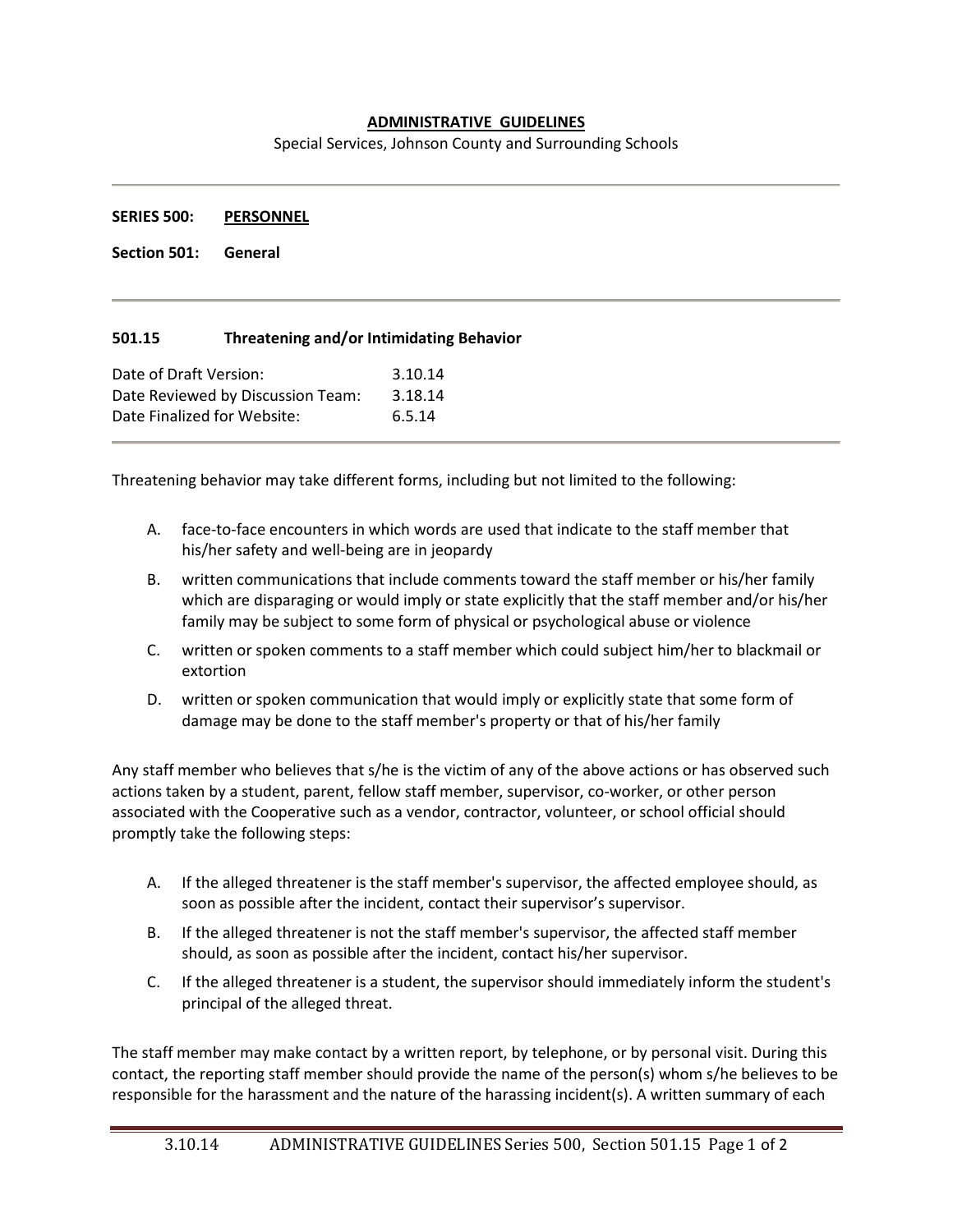# ADMINISTRATIVE GUIDELINES

Special Services, Johnson County and Surrounding Schools

---

**SERIES 500: PERSONNEL**

**Section 501: General**

---

### 501.15 Threatening and/or Intimidating Behavior

| | |
|---|---|
| Date of Draft Version: | 3.10.14 |
| Date Reviewed by Discussion Team: | 3.18.14 |
| Date Finalized for Website: | 6.5.14 |

---

Threatening behavior may take different forms, including but not limited to the following:

A. face-to-face encounters in which words are used that indicate to the staff member that his/her safety and well-being are in jeopardy

B. written communications that include comments toward the staff member or his/her family which are disparaging or would imply or state explicitly that the staff member and/or his/her family may be subject to some form of physical or psychological abuse or violence

C. written or spoken comments to a staff member which could subject him/her to blackmail or extortion

D. written or spoken communication that would imply or explicitly state that some form of damage may be done to the staff member's property or that of his/her family

Any staff member who believes that s/he is the victim of any of the above actions or has observed such actions taken by a student, parent, fellow staff member, supervisor, co-worker, or other person associated with the Cooperative such as a vendor, contractor, volunteer, or school official should promptly take the following steps:

A. If the alleged threatener is the staff member's supervisor, the affected employee should, as soon as possible after the incident, contact their supervisor's supervisor.

B. If the alleged threatener is not the staff member's supervisor, the affected staff member should, as soon as possible after the incident, contact his/her supervisor.

C. If the alleged threatener is a student, the supervisor should immediately inform the student's principal of the alleged threat.

The staff member may make contact by a written report, by telephone, or by personal visit. During this contact, the reporting staff member should provide the name of the person(s) whom s/he believes to be responsible for the harassment and the nature of the harassing incident(s). A written summary of each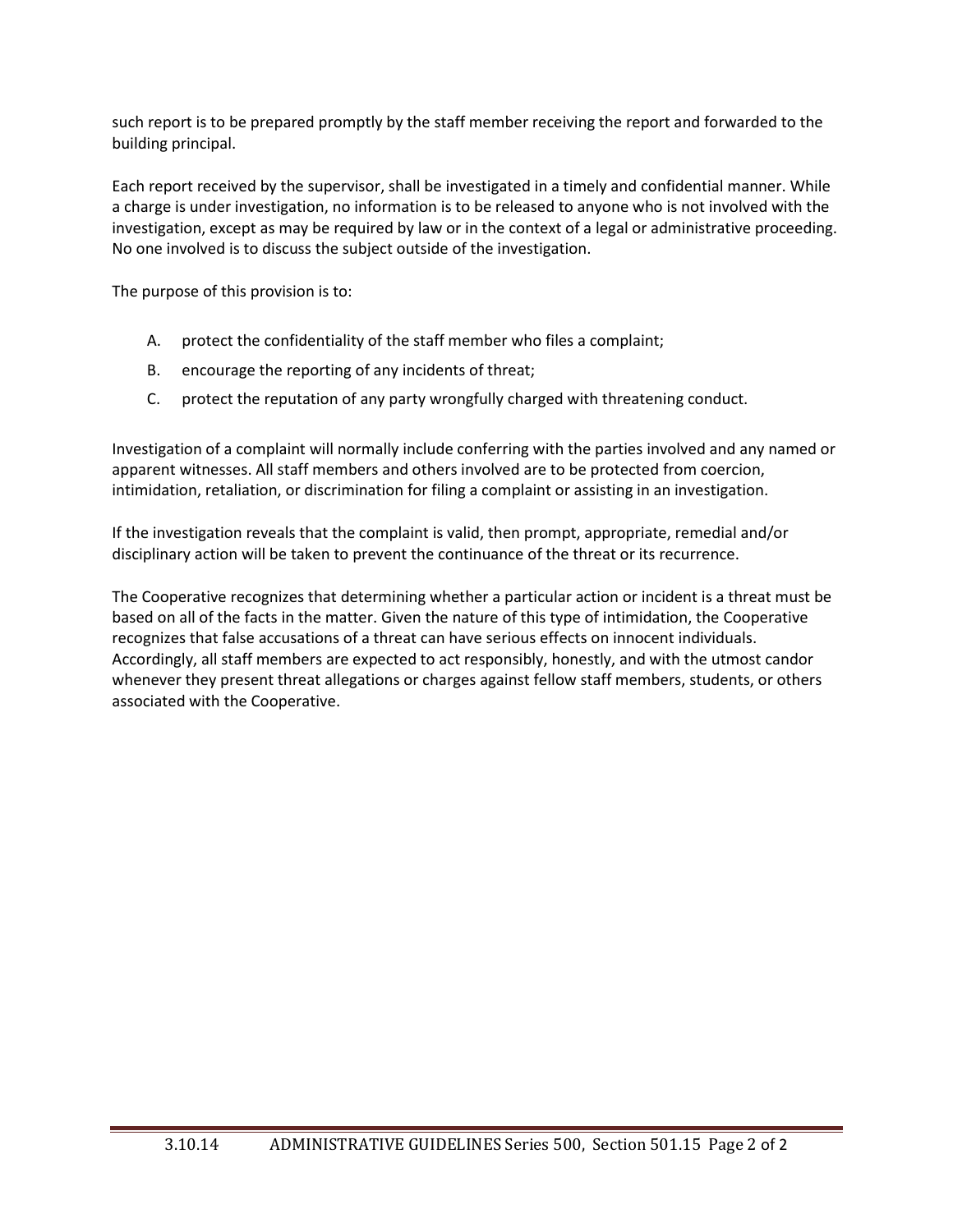such report is to be prepared promptly by the staff member receiving the report and forwarded to the building principal.

Each report received by the supervisor, shall be investigated in a timely and confidential manner. While a charge is under investigation, no information is to be released to anyone who is not involved with the investigation, except as may be required by law or in the context of a legal or administrative proceeding. No one involved is to discuss the subject outside of the investigation.

The purpose of this provision is to:

A. protect the confidentiality of the staff member who files a complaint;

B. encourage the reporting of any incidents of threat;

C. protect the reputation of any party wrongfully charged with threatening conduct.

Investigation of a complaint will normally include conferring with the parties involved and any named or apparent witnesses. All staff members and others involved are to be protected from coercion, intimidation, retaliation, or discrimination for filing a complaint or assisting in an investigation.

If the investigation reveals that the complaint is valid, then prompt, appropriate, remedial and/or disciplinary action will be taken to prevent the continuance of the threat or its recurrence.

The Cooperative recognizes that determining whether a particular action or incident is a threat must be based on all of the facts in the matter. Given the nature of this type of intimidation, the Cooperative recognizes that false accusations of a threat can have serious effects on innocent individuals. Accordingly, all staff members are expected to act responsibly, honestly, and with the utmost candor whenever they present threat allegations or charges against fellow staff members, students, or others associated with the Cooperative.